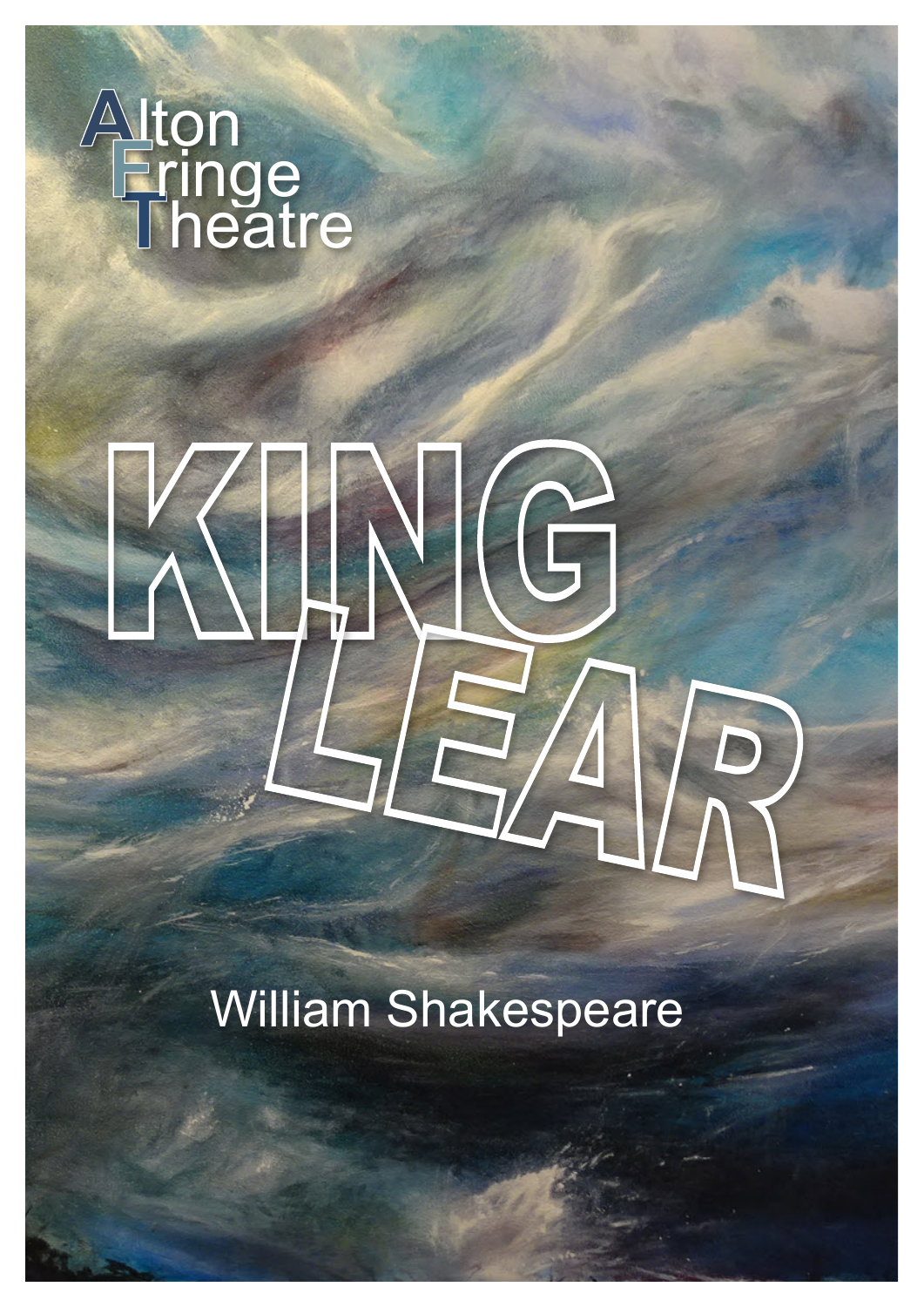Alton
Fringe
Theatre

# KING LEAR

William Shakespeare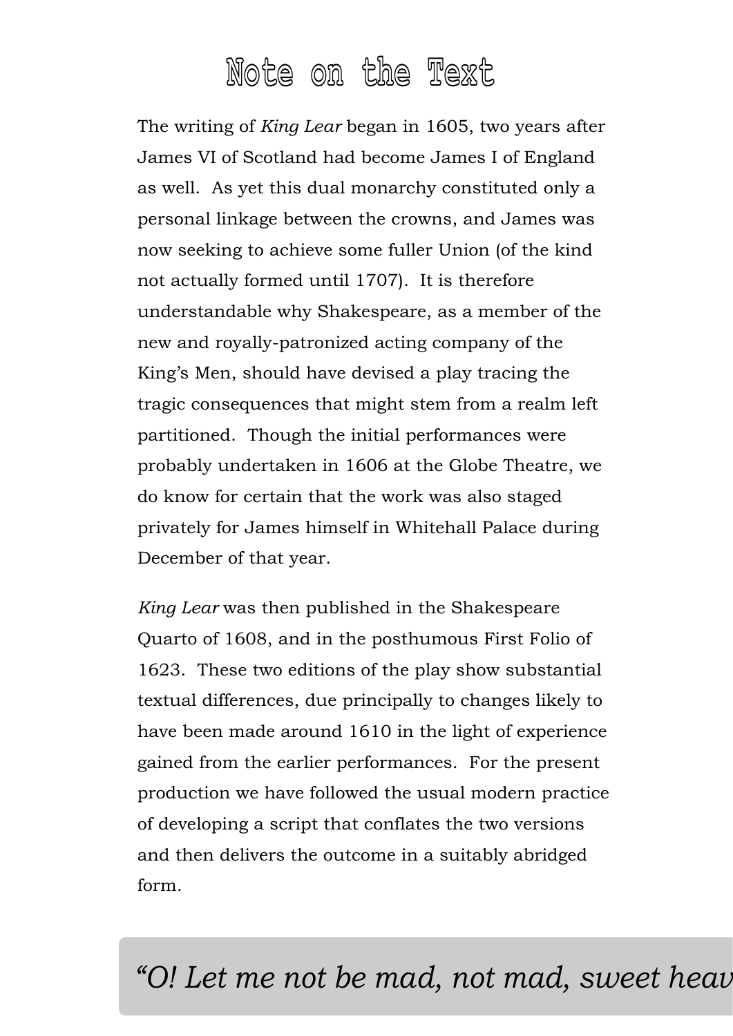# Note on the Text

The writing of *King Lear* began in 1605, two years after James VI of Scotland had become James I of England as well. As yet this dual monarchy constituted only a personal linkage between the crowns, and James was now seeking to achieve some fuller Union (of the kind not actually formed until 1707). It is therefore understandable why Shakespeare, as a member of the new and royally-patronized acting company of the King's Men, should have devised a play tracing the tragic consequences that might stem from a realm left partitioned. Though the initial performances were probably undertaken in 1606 at the Globe Theatre, we do know for certain that the work was also staged privately for James himself in Whitehall Palace during December of that year.

*King Lear* was then published in the Shakespeare Quarto of 1608, and in the posthumous First Folio of 1623. These two editions of the play show substantial textual differences, due principally to changes likely to have been made around 1610 in the light of experience gained from the earlier performances. For the present production we have followed the usual modern practice of developing a script that conflates the two versions and then delivers the outcome in a suitably abridged form.

> *"O! Let me not be mad, not mad, sweet heav*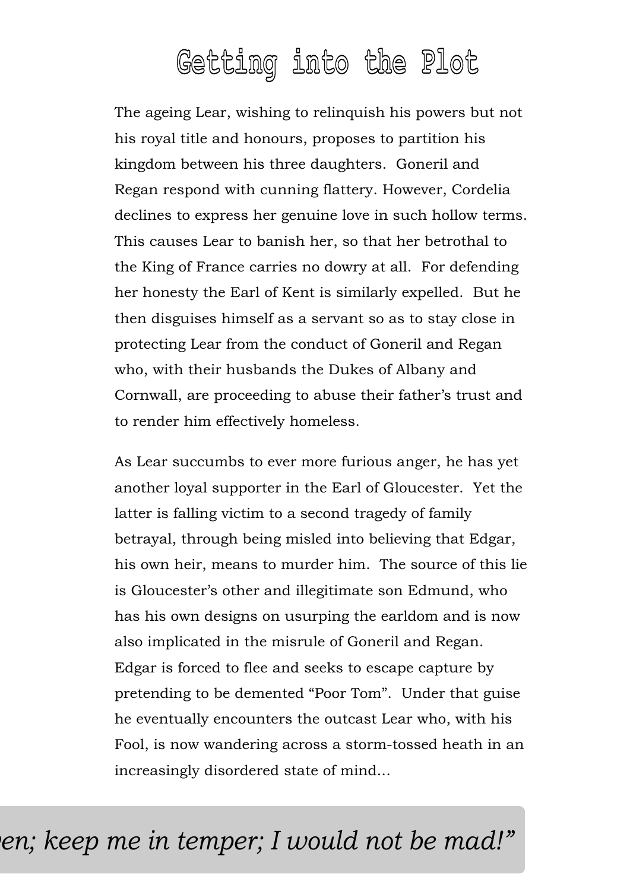# Getting into the Plot

The ageing Lear, wishing to relinquish his powers but not his royal title and honours, proposes to partition his kingdom between his three daughters. Goneril and Regan respond with cunning flattery. However, Cordelia declines to express her genuine love in such hollow terms. This causes Lear to banish her, so that her betrothal to the King of France carries no dowry at all. For defending her honesty the Earl of Kent is similarly expelled. But he then disguises himself as a servant so as to stay close in protecting Lear from the conduct of Goneril and Regan who, with their husbands the Dukes of Albany and Cornwall, are proceeding to abuse their father's trust and to render him effectively homeless.

As Lear succumbs to ever more furious anger, he has yet another loyal supporter in the Earl of Gloucester. Yet the latter is falling victim to a second tragedy of family betrayal, through being misled into believing that Edgar, his own heir, means to murder him. The source of this lie is Gloucester's other and illegitimate son Edmund, who has his own designs on usurping the earldom and is now also implicated in the misrule of Goneril and Regan. Edgar is forced to flee and seeks to escape capture by pretending to be demented "Poor Tom". Under that guise he eventually encounters the outcast Lear who, with his Fool, is now wandering across a storm-tossed heath in an increasingly disordered state of mind...

*en; keep me in temper; I would not be mad!"*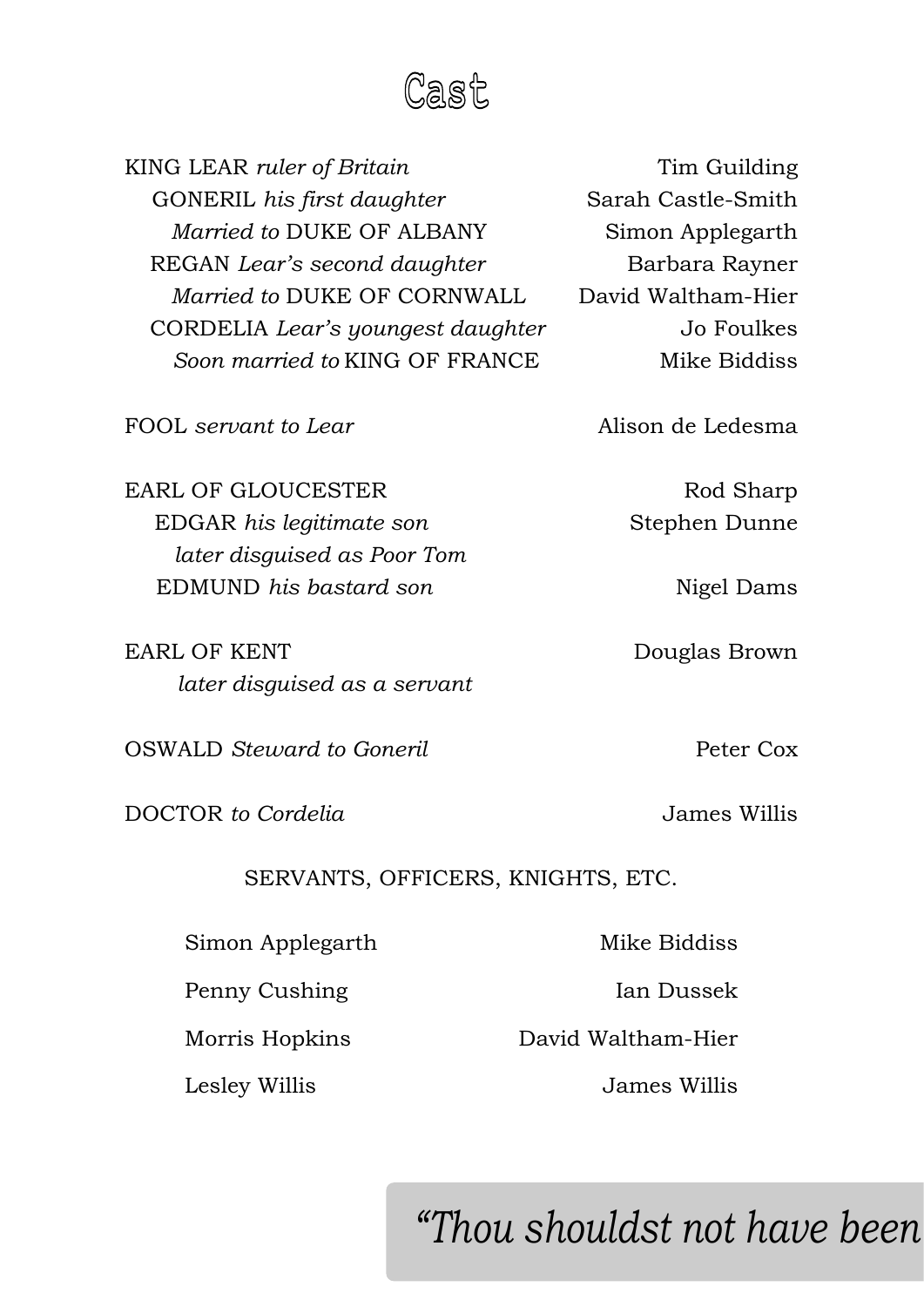# Cast

| | |
|---|---|
| KING LEAR *ruler of Britain* | Tim Guilding |
| GONERIL *his first daughter* | Sarah Castle-Smith |
| *Married to* DUKE OF ALBANY | Simon Applegarth |
| REGAN *Lear's second daughter* | Barbara Rayner |
| *Married to* DUKE OF CORNWALL | David Waltham-Hier |
| CORDELIA *Lear's youngest daughter* | Jo Foulkes |
| *Soon married to* KING OF FRANCE | Mike Biddiss |
| FOOL *servant to Lear* | Alison de Ledesma |
| EARL OF GLOUCESTER | Rod Sharp |
| EDGAR *his legitimate son later disguised as Poor Tom* | Stephen Dunne |
| EDMUND *his bastard son* | Nigel Dams |
| EARL OF KENT *later disguised as a servant* | Douglas Brown |
| OSWALD *Steward to Goneril* | Peter Cox |
| DOCTOR *to Cordelia* | James Willis |

SERVANTS, OFFICERS, KNIGHTS, ETC.

| | |
|---|---|
| Simon Applegarth | Mike Biddiss |
| Penny Cushing | Ian Dussek |
| Morris Hopkins | David Waltham-Hier |
| Lesley Willis | James Willis |

*"Thou shouldst not have been*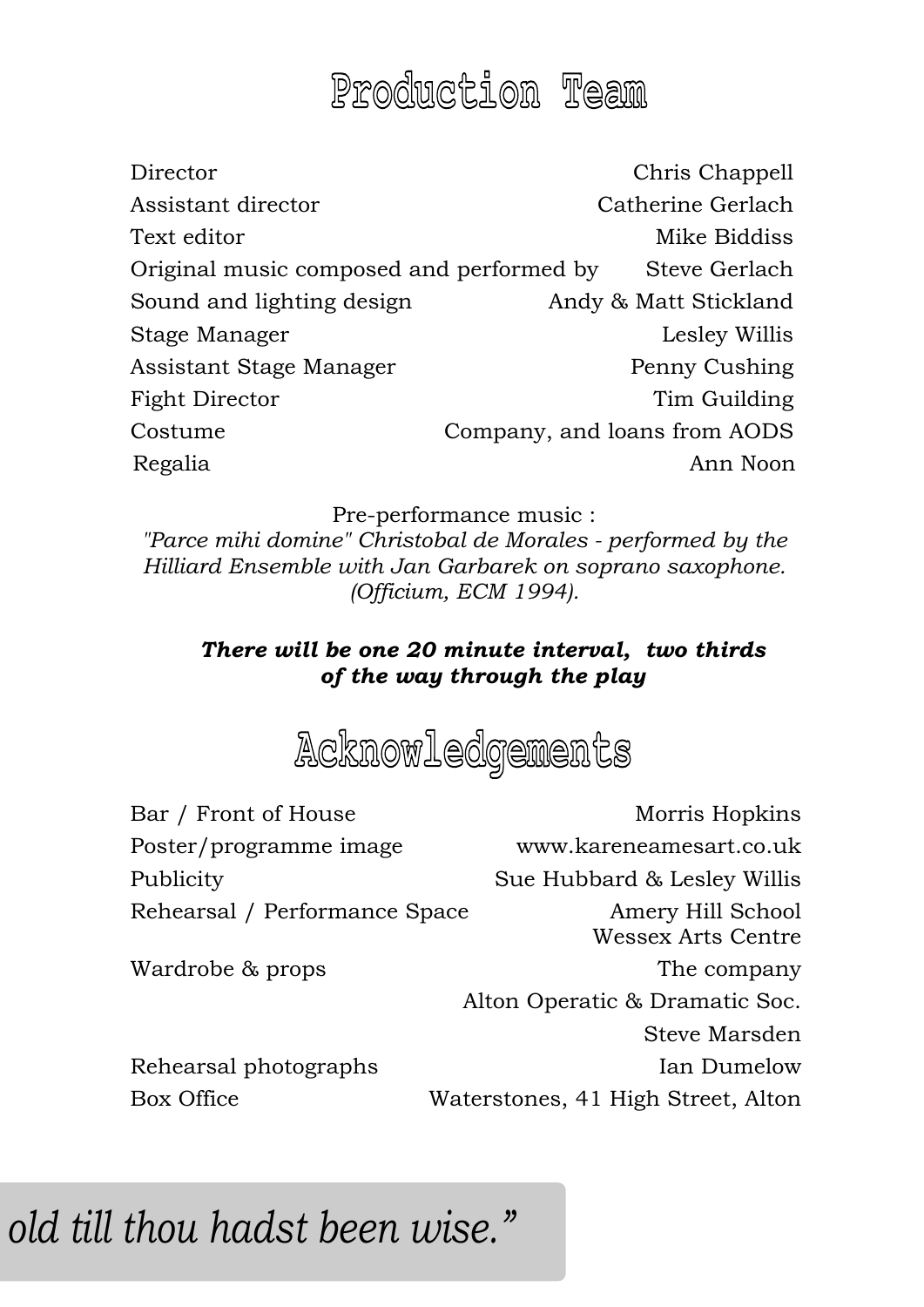# Production Team

| | |
|---|---|
| Director | Chris Chappell |
| Assistant director | Catherine Gerlach |
| Text editor | Mike Biddiss |
| Original music composed and performed by | Steve Gerlach |
| Sound and lighting design | Andy & Matt Stickland |
| Stage Manager | Lesley Willis |
| Assistant Stage Manager | Penny Cushing |
| Fight Director | Tim Guilding |
| Costume | Company, and loans from AODS |
| Regalia | Ann Noon |

Pre-performance music :
*"Parce mihi domine" Christobal de Morales - performed by the Hilliard Ensemble with Jan Garbarek on soprano saxophone. (Officium, ECM 1994).*

***There will be one 20 minute interval, two thirds of the way through the play***

# Acknowledgements

| | |
|---|---|
| Bar / Front of House | Morris Hopkins |
| Poster/programme image | www.kareneamesart.co.uk |
| Publicity | Sue Hubbard & Lesley Willis |
| Rehearsal / Performance Space | Amery Hill School<br>Wessex Arts Centre |
| Wardrobe & props | The company<br>Alton Operatic & Dramatic Soc.<br>Steve Marsden |
| Rehearsal photographs | Ian Dumelow |
| Box Office | Waterstones, 41 High Street, Alton |

*old till thou hadst been wise."*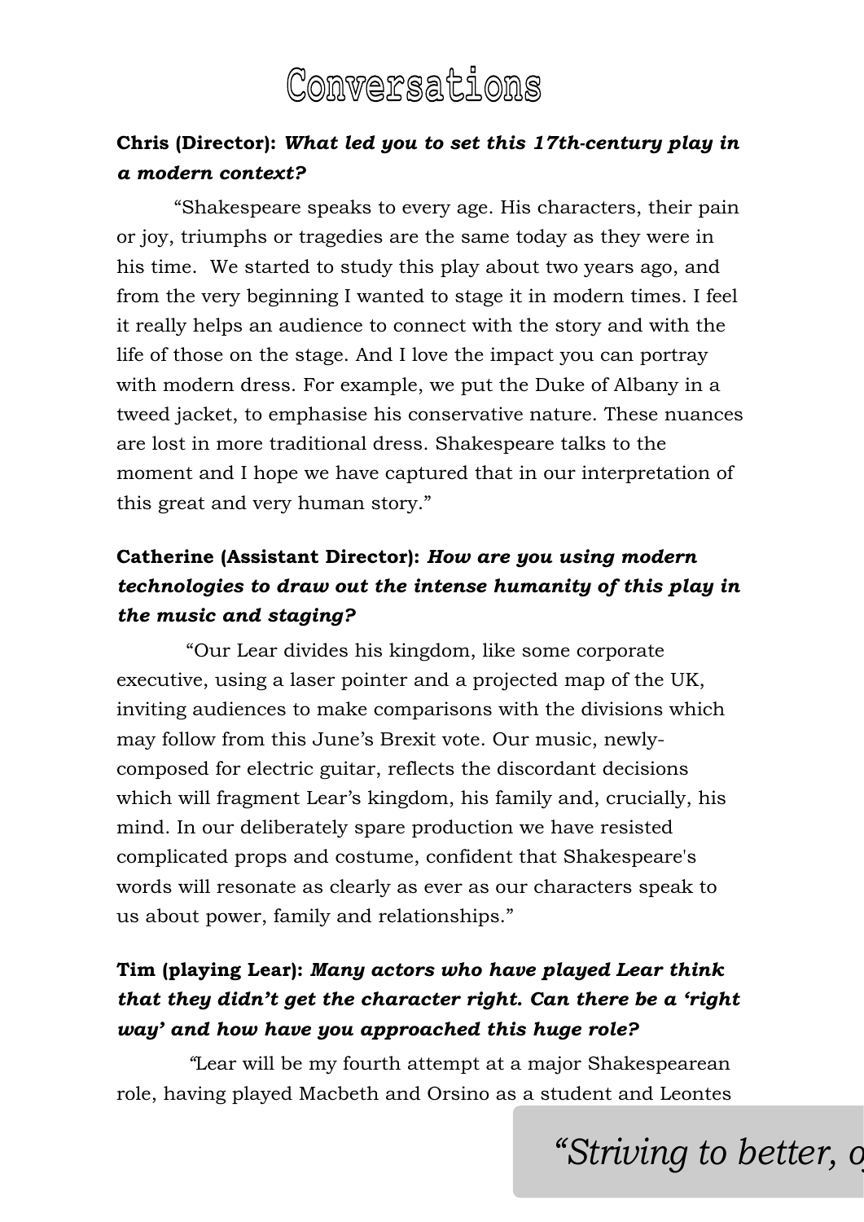# Conversations

**Chris (Director):** ***What led you to set this 17th-century play in a modern context?***

"Shakespeare speaks to every age. His characters, their pain or joy, triumphs or tragedies are the same today as they were in his time. We started to study this play about two years ago, and from the very beginning I wanted to stage it in modern times. I feel it really helps an audience to connect with the story and with the life of those on the stage. And I love the impact you can portray with modern dress. For example, we put the Duke of Albany in a tweed jacket, to emphasise his conservative nature. These nuances are lost in more traditional dress. Shakespeare talks to the moment and I hope we have captured that in our interpretation of this great and very human story."

**Catherine (Assistant Director):** ***How are you using modern technologies to draw out the intense humanity of this play in the music and staging?***

"Our Lear divides his kingdom, like some corporate executive, using a laser pointer and a projected map of the UK, inviting audiences to make comparisons with the divisions which may follow from this June's Brexit vote. Our music, newly-composed for electric guitar, reflects the discordant decisions which will fragment Lear's kingdom, his family and, crucially, his mind. In our deliberately spare production we have resisted complicated props and costume, confident that Shakespeare's words will resonate as clearly as ever as our characters speak to us about power, family and relationships."

**Tim (playing Lear):** ***Many actors who have played Lear think that they didn't get the character right. Can there be a 'right way' and how have you approached this huge role?***

"Lear will be my fourth attempt at a major Shakespearean role, having played Macbeth and Orsino as a student and Leontes

*"Striving to better, o*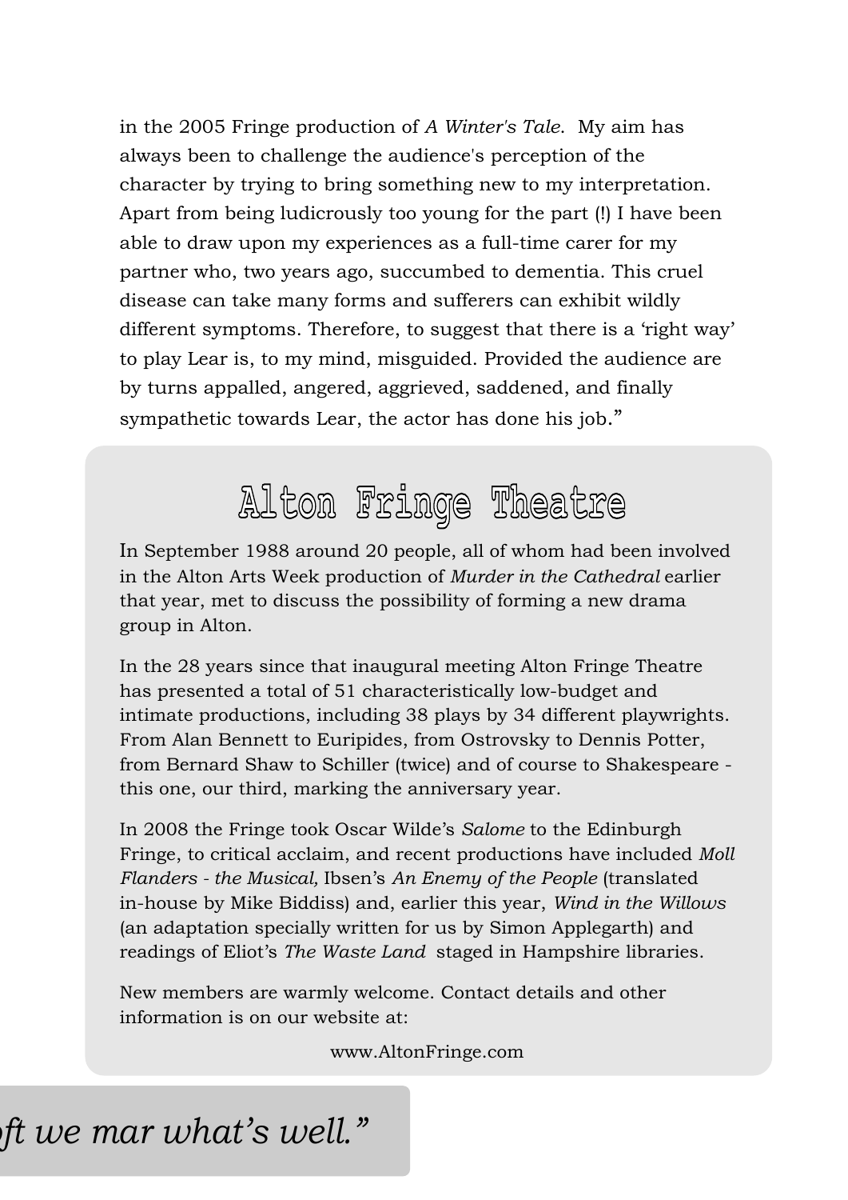in the 2005 Fringe production of *A Winter's Tale*. My aim has always been to challenge the audience's perception of the character by trying to bring something new to my interpretation. Apart from being ludicrously too young for the part (!) I have been able to draw upon my experiences as a full-time carer for my partner who, two years ago, succumbed to dementia. This cruel disease can take many forms and sufferers can exhibit wildly different symptoms. Therefore, to suggest that there is a 'right way' to play Lear is, to my mind, misguided. Provided the audience are by turns appalled, angered, aggrieved, saddened, and finally sympathetic towards Lear, the actor has done his job."

## Alton Fringe Theatre

In September 1988 around 20 people, all of whom had been involved in the Alton Arts Week production of *Murder in the Cathedral* earlier that year, met to discuss the possibility of forming a new drama group in Alton.

In the 28 years since that inaugural meeting Alton Fringe Theatre has presented a total of 51 characteristically low-budget and intimate productions, including 38 plays by 34 different playwrights. From Alan Bennett to Euripides, from Ostrovsky to Dennis Potter, from Bernard Shaw to Schiller (twice) and of course to Shakespeare - this one, our third, marking the anniversary year.

In 2008 the Fringe took Oscar Wilde's *Salome* to the Edinburgh Fringe, to critical acclaim, and recent productions have included *Moll Flanders - the Musical,* Ibsen's *An Enemy of the People* (translated in-house by Mike Biddiss) and, earlier this year, *Wind in the Willows* (an adaptation specially written for us by Simon Applegarth) and readings of Eliot's *The Waste Land* staged in Hampshire libraries.

New members are warmly welcome. Contact details and other information is on our website at:

www.AltonFringe.com

*ft we mar what's well."*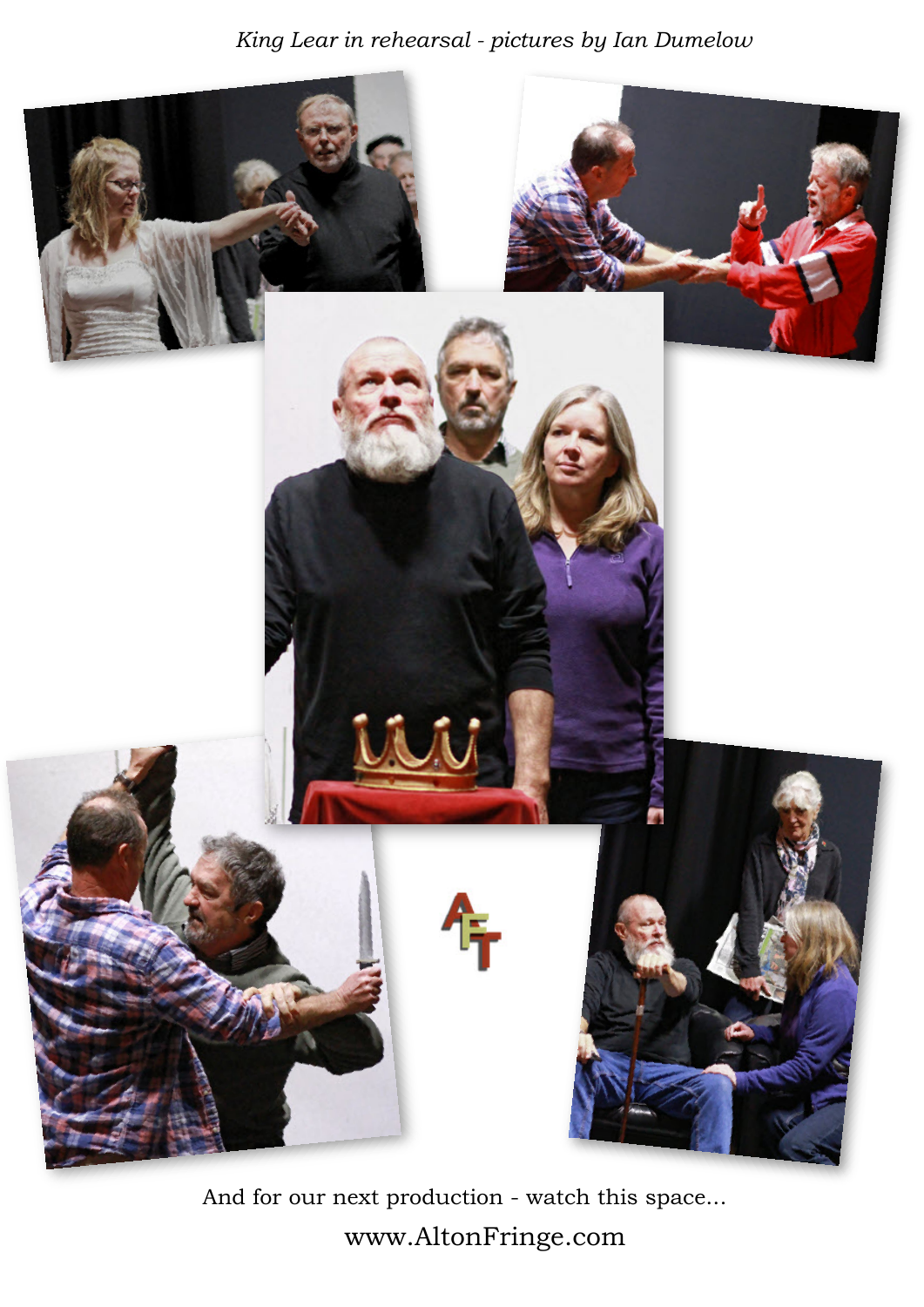*King Lear in rehearsal - pictures by Ian Dumelow*

And for our next production - watch this space...

www.AltonFringe.com